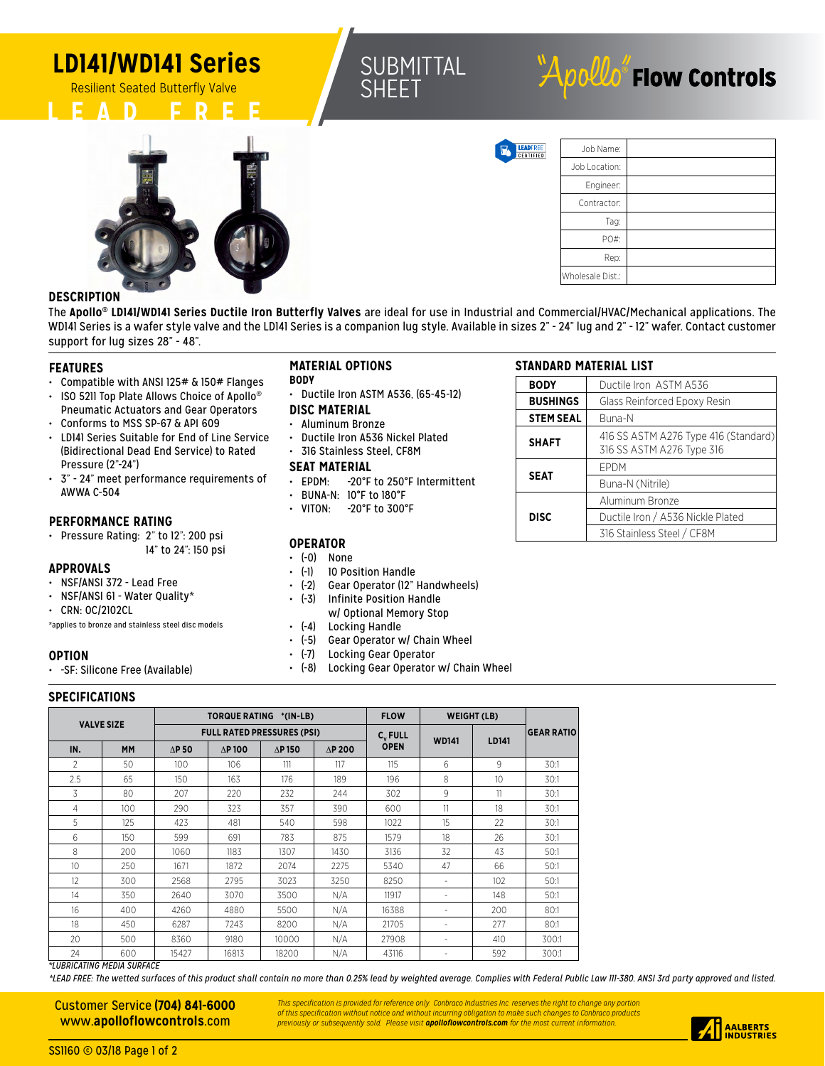# LD141/WD141 Series

Resilient Seated Butterfly Valve

LEAD FREE

SUBMITTAL SHEET

"Apollo"® Flow Controls

| Job Name: | |
|---|---|
| Job Location: | |
| Engineer: | |
| Contractor: | |
| Tag: | |
| PO#: | |
| Rep: | |
| Wholesale Dist.: | |

## DESCRIPTION

The **Apollo® LD141/WD141 Series Ductile Iron Butterfly Valves** are ideal for use in Industrial and Commercial/HVAC/Mechanical applications. The WD141 Series is a wafer style valve and the LD141 Series is a companion lug style. Available in sizes 2" - 24" lug and 2" - 12" wafer. Contact customer support for lug sizes 28" - 48".

## FEATURES

- Compatible with ANSI 125# & 150# Flanges
- ISO 5211 Top Plate Allows Choice of Apollo® Pneumatic Actuators and Gear Operators
- Conforms to MSS SP-67 & API 609
- LD141 Series Suitable for End of Line Service (Bidirectional Dead End Service) to Rated Pressure (2"-24")
- 3" - 24" meet performance requirements of AWWA C-504

## PERFORMANCE RATING

- Pressure Rating: 2" to 12": 200 psi
  14" to 24": 150 psi

## APPROVALS

- NSF/ANSI 372 - Lead Free
- NSF/ANSI 61 - Water Quality*
- CRN: 0C/2102CL

*applies to bronze and stainless steel disc models

## OPTION

- -SF: Silicone Free (Available)

## MATERIAL OPTIONS

### BODY

- Ductile Iron ASTM A536, (65-45-12)

### DISC MATERIAL

- Aluminum Bronze
- Ductile Iron A536 Nickel Plated
- 316 Stainless Steel, CF8M

### SEAT MATERIAL

- EPDM: -20°F to 250°F Intermittent
- BUNA-N: 10°F to 180°F
- VITON: -20°F to 300°F

## OPERATOR

- (-0) None
- (-1) 10 Position Handle
- (-2) Gear Operator (12" Handwheels)
- (-3) Infinite Position Handle w/ Optional Memory Stop
- (-4) Locking Handle
- (-5) Gear Operator w/ Chain Wheel
- (-7) Locking Gear Operator
- (-8) Locking Gear Operator w/ Chain Wheel

## STANDARD MATERIAL LIST

| | |
|---|---|
| **BODY** | Ductile Iron ASTM A536 |
| **BUSHINGS** | Glass Reinforced Epoxy Resin |
| **STEM SEAL** | Buna-N |
| **SHAFT** | 416 SS ASTM A276 Type 416 (Standard) |
| | 316 SS ASTM A276 Type 316 |
| **SEAT** | EPDM |
| | Buna-N (Nitrile) |
| **DISC** | Aluminum Bronze |
| | Ductile Iron / A536 Nickle Plated |
| | 316 Stainless Steel / CF8M |

## SPECIFICATIONS

| VALVE SIZE | | TORQUE RATING *(IN-LB) | | | | FLOW | WEIGHT (LB) | | GEAR RATIO |
|---|---|---|---|---|---|---|---|---|---|
| | | FULL RATED PRESSURES (PSI) | | | | $C_v$ FULL OPEN | WD141 | LD141 | |
| IN. | MM | ΔP 50 | ΔP 100 | ΔP 150 | ΔP 200 | | | | |
| 2 | 50 | 100 | 106 | 111 | 117 | 115 | 6 | 9 | 30:1 |
| 2.5 | 65 | 150 | 163 | 176 | 189 | 196 | 8 | 10 | 30:1 |
| 3 | 80 | 207 | 220 | 232 | 244 | 302 | 9 | 11 | 30:1 |
| 4 | 100 | 290 | 323 | 357 | 390 | 600 | 11 | 18 | 30:1 |
| 5 | 125 | 423 | 481 | 540 | 598 | 1022 | 15 | 22 | 30:1 |
| 6 | 150 | 599 | 691 | 783 | 875 | 1579 | 18 | 26 | 30:1 |
| 8 | 200 | 1060 | 1183 | 1307 | 1430 | 3136 | 32 | 43 | 50:1 |
| 10 | 250 | 1671 | 1872 | 2074 | 2275 | 5340 | 47 | 66 | 50:1 |
| 12 | 300 | 2568 | 2795 | 3023 | 3250 | 8250 | - | 102 | 50:1 |
| 14 | 350 | 2640 | 3070 | 3500 | N/A | 11917 | - | 148 | 50:1 |
| 16 | 400 | 4260 | 4880 | 5500 | N/A | 16388 | - | 200 | 80:1 |
| 18 | 450 | 6287 | 7243 | 8200 | N/A | 21705 | - | 277 | 80:1 |
| 20 | 500 | 8360 | 9180 | 10000 | N/A | 27908 | - | 410 | 300:1 |
| 24 | 600 | 15427 | 16813 | 18200 | N/A | 43116 | - | 592 | 300:1 |

*LUBRICATING MEDIA SURFACE*

*\*LEAD FREE: The wetted surfaces of this product shall contain no more than 0.25% lead by weighted average. Complies with Federal Public Law 111-380. ANSI 3rd party approved and listed.*

Customer Service **(704) 841-6000**
www.**apolloflowcontrols**.com

*This specification is provided for reference only. Conbraco Industries Inc. reserves the right to change any portion of this specification without notice and without incurring obligation to make such changes to Conbraco products previously or subsequently sold. Please visit **apolloflowcontrols.com** for the most current information.*

AALBERTS INDUSTRIES

SS1160 © 03/18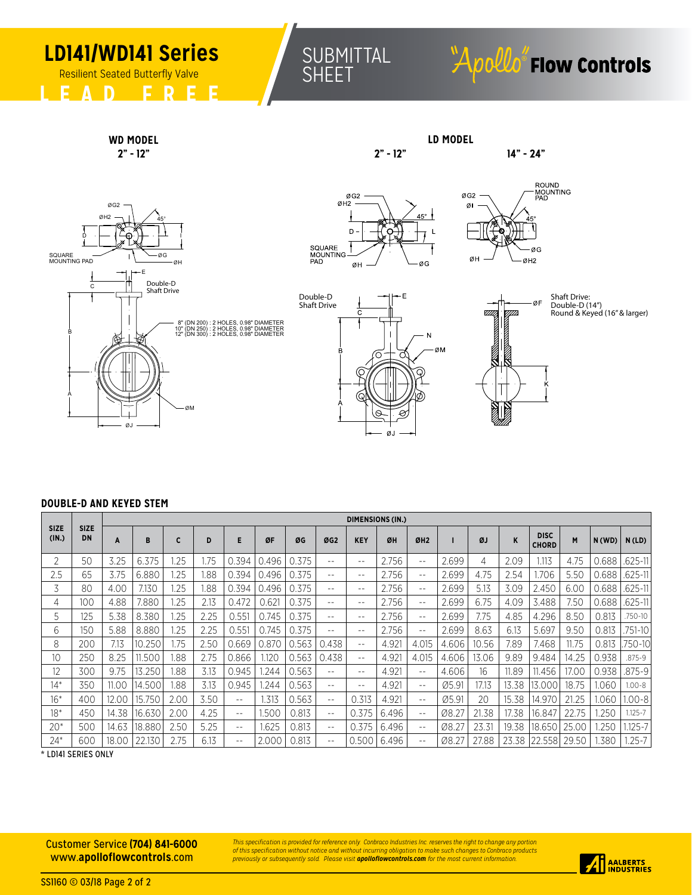# LD141/WD141 Series

Resilient Seated Butterfly Valve

LEAD FREE

SUBMITTAL SHEET

"Apollo"® Flow Controls

WD MODEL
2" - 12"

LD MODEL
2" - 12"
14" - 24"

ØG2
ØH2
45°
D
I
SQUARE MOUNTING PAD
ØG
ØH
E
C
Double-D Shaft Drive
B
8" (DN 200) : 2 HOLES, 0.98" DIAMETER
10" (DN 250) : 2 HOLES, 0.98" DIAMETER
12" (DN 300) : 2 HOLES, 0.98" DIAMETER
A
ØM
ØJ

ØG2
ØH2
45°
D
L
SQUARE MOUNTING PAD
ØH
ØG

ØG2
ØI
ROUND MOUNTING PAD
45°
ØG
ØH
ØH2

Double-D Shaft Drive
E
C
N
ØM
B
A
ØJ

ØF
Shaft Drive:
Double-D (14")
Round & Keyed (16" & larger)
K

### DOUBLE-D AND KEYED STEM

| SIZE (IN.) | SIZE DN | DIMENSIONS (IN.) | | | | | | | | | | | | | | | | | |
|---|---|---|---|---|---|---|---|---|---|---|---|---|---|---|---|---|---|---|---|
| | | A | B | C | D | E | ØF | ØG | ØG2 | KEY | ØH | ØH2 | I | ØJ | K | DISC CHORD | M | N (WD) | N (LD) |
| 2 | 50 | 3.25 | 6.375 | 1.25 | 1.75 | 0.394 | 0.496 | 0.375 | -- | -- | 2.756 | -- | 2.699 | 4 | 2.09 | 1.113 | 4.75 | 0.688 | .625-11 |
| 2.5 | 65 | 3.75 | 6.880 | 1.25 | 1.88 | 0.394 | 0.496 | 0.375 | -- | -- | 2.756 | -- | 2.699 | 4.75 | 2.54 | 1.706 | 5.50 | 0.688 | .625-11 |
| 3 | 80 | 4.00 | 7.130 | 1.25 | 1.88 | 0.394 | 0.496 | 0.375 | -- | -- | 2.756 | -- | 2.699 | 5.13 | 3.09 | 2.450 | 6.00 | 0.688 | .625-11 |
| 4 | 100 | 4.88 | 7.880 | 1.25 | 2.13 | 0.472 | 0.621 | 0.375 | -- | -- | 2.756 | -- | 2.699 | 6.75 | 4.09 | 3.488 | 7.50 | 0.688 | .625-11 |
| 5 | 125 | 5.38 | 8.380 | 1.25 | 2.25 | 0.551 | 0.745 | 0.375 | -- | -- | 2.756 | -- | 2.699 | 7.75 | 4.85 | 4.296 | 8.50 | 0.813 | .750-10 |
| 6 | 150 | 5.88 | 8.880 | 1.25 | 2.25 | 0.551 | 0.745 | 0.375 | -- | -- | 2.756 | -- | 2.699 | 8.63 | 6.13 | 5.697 | 9.50 | 0.813 | .751-10 |
| 8 | 200 | 7.13 | 10.250 | 1.75 | 2.50 | 0.669 | 0.870 | 0.563 | 0.438 | -- | 4.921 | 4.015 | 4.606 | 10.56 | 7.89 | 7.468 | 11.75 | 0.813 | .750-10 |
| 10 | 250 | 8.25 | 11.500 | 1.88 | 2.75 | 0.866 | 1.120 | 0.563 | 0.438 | -- | 4.921 | 4.015 | 4.606 | 13.06 | 9.89 | 9.484 | 14.25 | 0.938 | .875-9 |
| 12 | 300 | 9.75 | 13.250 | 1.88 | 3.13 | 0.945 | 1.244 | 0.563 | -- | -- | 4.921 | -- | 4.606 | 16 | 11.89 | 11.456 | 17.00 | 0.938 | .875-9 |
| 14* | 350 | 11.00 | 14.500 | 1.88 | 3.13 | 0.945 | 1.244 | 0.563 | -- | -- | 4.921 | -- | Ø5.91 | 17.13 | 13.38 | 13.000 | 18.75 | 1.060 | 1.00-8 |
| 16* | 400 | 12.00 | 15.750 | 2.00 | 3.50 | -- | 1.313 | 0.563 | -- | 0.313 | 4.921 | -- | Ø5.91 | 20 | 15.38 | 14.970 | 21.25 | 1.060 | 1.00-8 |
| 18* | 450 | 14.38 | 16.630 | 2.00 | 4.25 | -- | 1.500 | 0.813 | -- | 0.375 | 6.496 | -- | Ø8.27 | 21.38 | 17.38 | 16.847 | 22.75 | 1.250 | 1.125-7 |
| 20* | 500 | 14.63 | 18.880 | 2.50 | 5.25 | -- | 1.625 | 0.813 | -- | 0.375 | 6.496 | -- | Ø8.27 | 23.31 | 19.38 | 18.650 | 25.00 | 1.250 | 1.125-7 |
| 24* | 600 | 18.00 | 22.130 | 2.75 | 6.13 | -- | 2.000 | 0.813 | -- | 0.500 | 6.496 | -- | Ø8.27 | 27.88 | 23.38 | 22.558 | 29.50 | 1.380 | 1.25-7 |

\* LD141 SERIES ONLY

Customer Service **(704) 841-6000**
www.**apolloflowcontrols**.com

*This specification is provided for reference only. Conbraco Industries Inc. reserves the right to change any portion of this specification without notice and without incurring obligation to make such changes to Conbraco products previously or subsequently sold. Please visit **apolloflowcontrols.com** for the most current information.*

AALBERTS INDUSTRIES

SS1160 © 03/18